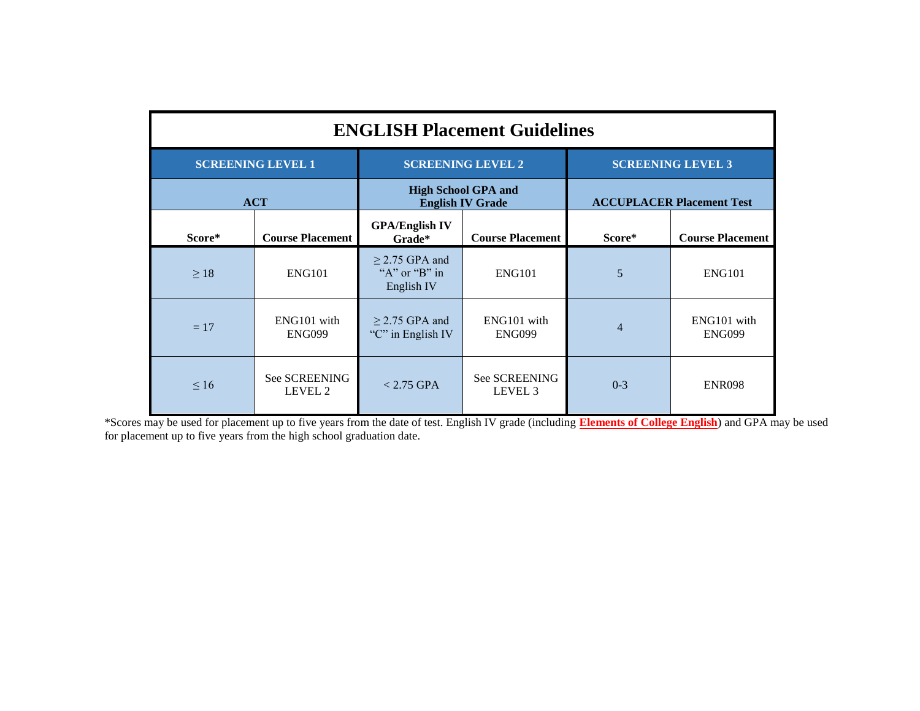# ENGLISH Placement Guidelines

| SCREENING LEVEL 1 | | SCREENING LEVEL 2 | | SCREENING LEVEL 3 | |
|---|---|---|---|---|---|
| ACT | | High School GPA and English IV Grade | | ACCUPLACER Placement Test | |
| **Score*** | **Course Placement** | **GPA/English IV Grade*** | **Course Placement** | **Score*** | **Course Placement** |
| ≥ 18 | ENG101 | ≥ 2.75 GPA and "A" or "B" in English IV | ENG101 | 5 | ENG101 |
| = 17 | ENG101 with ENG099 | ≥ 2.75 GPA and "C" in English IV | ENG101 with ENG099 | 4 | ENG101 with ENG099 |
| ≤ 16 | See SCREENING LEVEL 2 | < 2.75 GPA | See SCREENING LEVEL 3 | 0-3 | ENR098 |

*Scores may be used for placement up to five years from the date of test. English IV grade (including **Elements of College English**) and GPA may be used for placement up to five years from the high school graduation date.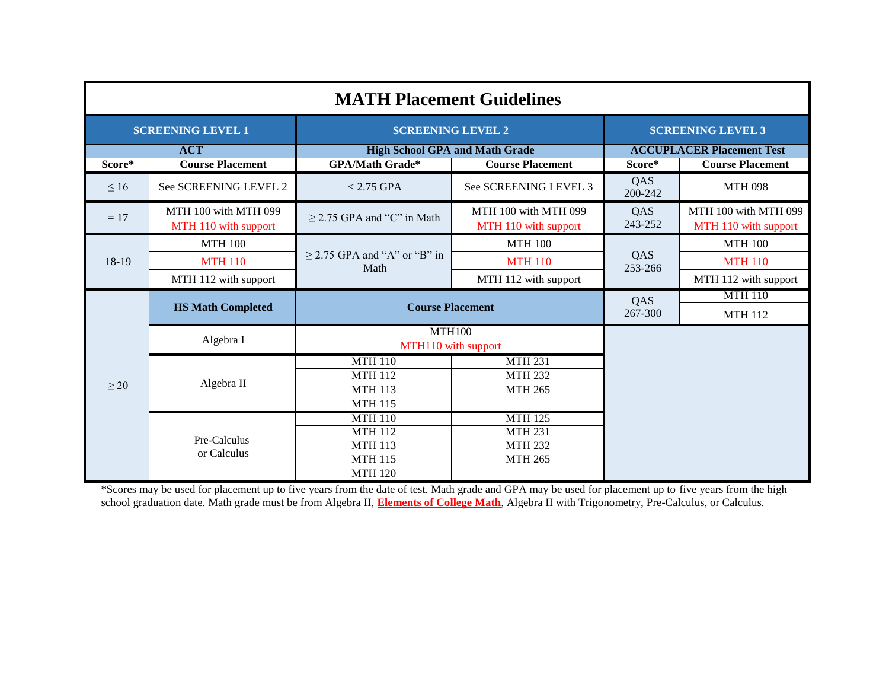# MATH Placement Guidelines

| SCREENING LEVEL 1 | | SCREENING LEVEL 2 | | SCREENING LEVEL 3 | |
|---|---|---|---|---|---|
| ACT | | High School GPA and Math Grade | | ACCUPLACER Placement Test | |
| Score* | Course Placement | GPA/Math Grade* | Course Placement | Score* | Course Placement |
| ≤ 16 | See SCREENING LEVEL 2 | < 2.75 GPA | See SCREENING LEVEL 3 | QAS 200-242 | MTH 098 |
| = 17 | MTH 100 with MTH 099<br>MTH 110 with support | ≥ 2.75 GPA and "C" in Math | MTH 100 with MTH 099<br>MTH 110 with support | QAS 243-252 | MTH 100 with MTH 099<br>MTH 110 with support |
| 18-19 | MTH 100<br>MTH 110<br>MTH 112 with support | ≥ 2.75 GPA and "A" or "B" in Math | MTH 100<br>MTH 110<br>MTH 112 with support | QAS 253-266 | MTH 100<br>MTH 110<br>MTH 112 with support |
| ≥ 20 | **HS Math Completed** | **Course Placement** | | QAS 267-300 | MTH 110<br>MTH 112 |
| | Algebra I | MTH100<br>MTH110 with support | | | |
| | Algebra II | MTH 110<br>MTH 112<br>MTH 113<br>MTH 115 | MTH 231<br>MTH 232<br>MTH 265 | | |
| | Pre-Calculus or Calculus | MTH 110<br>MTH 112<br>MTH 113<br>MTH 115<br>MTH 120 | MTH 125<br>MTH 231<br>MTH 232<br>MTH 265 | | |

*Scores may be used for placement up to five years from the date of test. Math grade and GPA may be used for placement up to five years from the high school graduation date. Math grade must be from Algebra II, **Elements of College Math**, Algebra II with Trigonometry, Pre-Calculus, or Calculus.